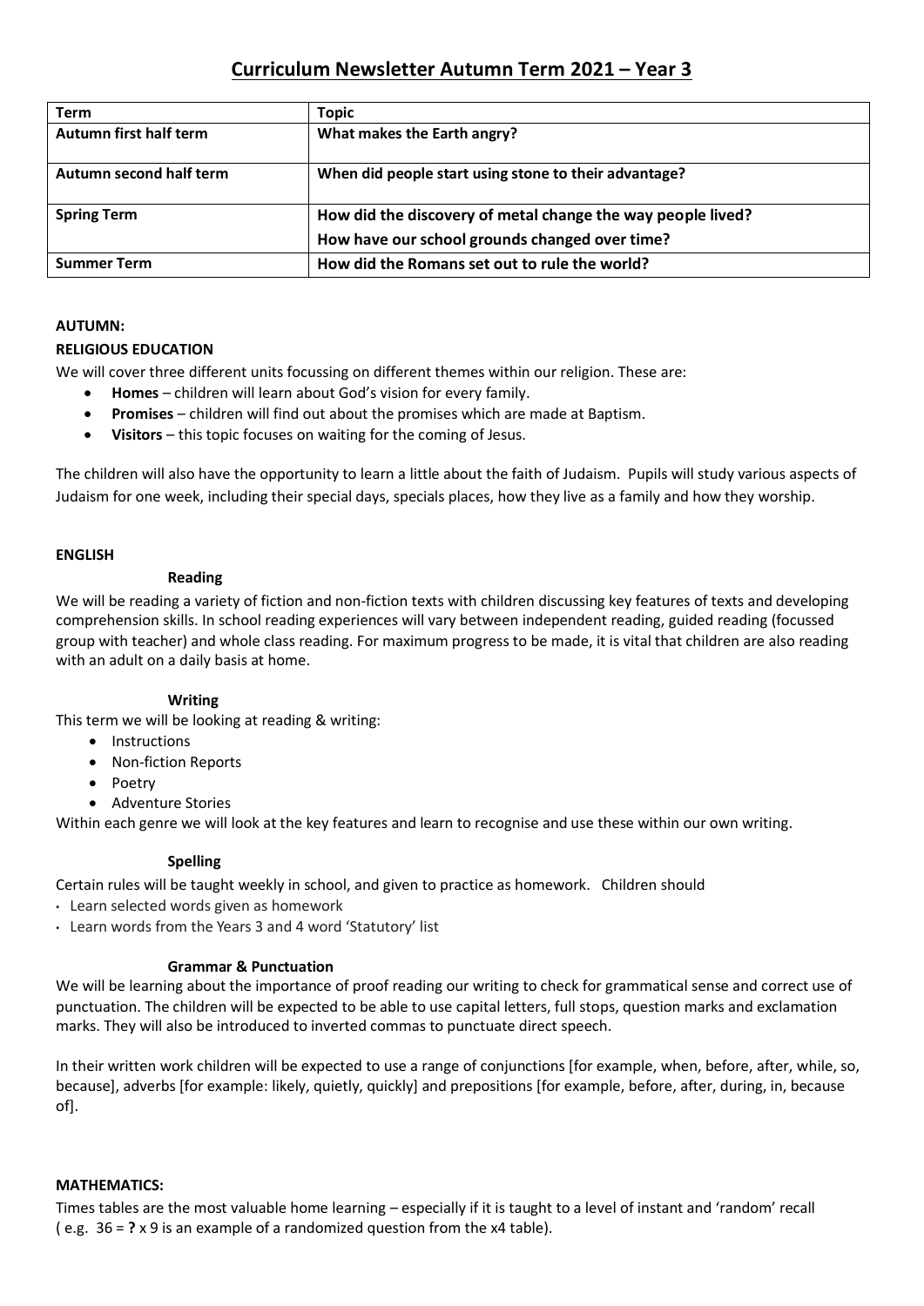# Curriculum Newsletter Autumn Term 2021 – Year 3

| Term | Topic |
| --- | --- |
| **Autumn first half term** | **What makes the Earth angry?** |
| **Autumn second half term** | **When did people start using stone to their advantage?** |
| **Spring Term** | **How did the discovery of metal change the way people lived?**<br>**How have our school grounds changed over time?** |
| **Summer Term** | **How did the Romans set out to rule the world?** |

**AUTUMN:**

**RELIGIOUS EDUCATION**

We will cover three different units focussing on different themes within our religion. These are:

- **Homes** – children will learn about God's vision for every family.
- **Promises** – children will find out about the promises which are made at Baptism.
- **Visitors** – this topic focuses on waiting for the coming of Jesus.

The children will also have the opportunity to learn a little about the faith of Judaism. Pupils will study various aspects of Judaism for one week, including their special days, specials places, how they live as a family and how they worship.

**ENGLISH**

**Reading**

We will be reading a variety of fiction and non-fiction texts with children discussing key features of texts and developing comprehension skills. In school reading experiences will vary between independent reading, guided reading (focussed group with teacher) and whole class reading. For maximum progress to be made, it is vital that children are also reading with an adult on a daily basis at home.

**Writing**

This term we will be looking at reading & writing:

- Instructions
- Non-fiction Reports
- Poetry
- Adventure Stories

Within each genre we will look at the key features and learn to recognise and use these within our own writing.

**Spelling**

Certain rules will be taught weekly in school, and given to practice as homework. Children should

- Learn selected words given as homework
- Learn words from the Years 3 and 4 word 'Statutory' list

**Grammar & Punctuation**

We will be learning about the importance of proof reading our writing to check for grammatical sense and correct use of punctuation. The children will be expected to be able to use capital letters, full stops, question marks and exclamation marks. They will also be introduced to inverted commas to punctuate direct speech.

In their written work children will be expected to use a range of conjunctions [for example, when, before, after, while, so, because], adverbs [for example: likely, quietly, quickly] and prepositions [for example, before, after, during, in, because of].

**MATHEMATICS:**

Times tables are the most valuable home learning – especially if it is taught to a level of instant and 'random' recall ( e.g. 36 = **?** x 9 is an example of a randomized question from the x4 table).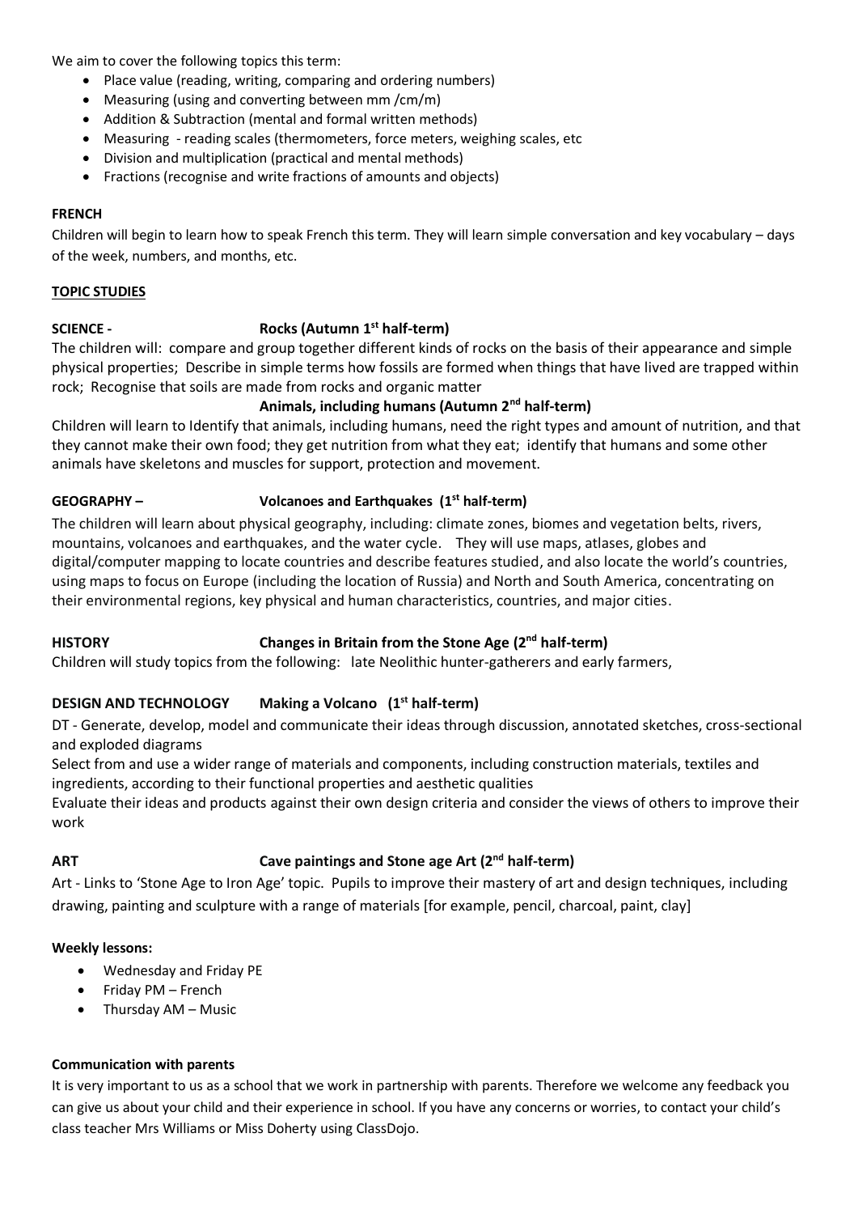We aim to cover the following topics this term:

- Place value (reading, writing, comparing and ordering numbers)
- Measuring (using and converting between mm /cm/m)
- Addition & Subtraction (mental and formal written methods)
- Measuring - reading scales (thermometers, force meters, weighing scales, etc
- Division and multiplication (practical and mental methods)
- Fractions (recognise and write fractions of amounts and objects)

**FRENCH**

Children will begin to learn how to speak French this term. They will learn simple conversation and key vocabulary – days of the week, numbers, and months, etc.

**TOPIC STUDIES**

**SCIENCE - Rocks (Autumn 1st half-term)**

The children will: compare and group together different kinds of rocks on the basis of their appearance and simple physical properties; Describe in simple terms how fossils are formed when things that have lived are trapped within rock; Recognise that soils are made from rocks and organic matter

**Animals, including humans (Autumn 2nd half-term)**

Children will learn to Identify that animals, including humans, need the right types and amount of nutrition, and that they cannot make their own food; they get nutrition from what they eat; identify that humans and some other animals have skeletons and muscles for support, protection and movement.

**GEOGRAPHY – Volcanoes and Earthquakes (1st half-term)**

The children will learn about physical geography, including: climate zones, biomes and vegetation belts, rivers, mountains, volcanoes and earthquakes, and the water cycle. They will use maps, atlases, globes and digital/computer mapping to locate countries and describe features studied, and also locate the world's countries, using maps to focus on Europe (including the location of Russia) and North and South America, concentrating on their environmental regions, key physical and human characteristics, countries, and major cities.

**HISTORY Changes in Britain from the Stone Age (2nd half-term)**

Children will study topics from the following: late Neolithic hunter-gatherers and early farmers,

**DESIGN AND TECHNOLOGY Making a Volcano (1st half-term)**

DT - Generate, develop, model and communicate their ideas through discussion, annotated sketches, cross-sectional and exploded diagrams

Select from and use a wider range of materials and components, including construction materials, textiles and ingredients, according to their functional properties and aesthetic qualities

Evaluate their ideas and products against their own design criteria and consider the views of others to improve their work

**ART Cave paintings and Stone age Art (2nd half-term)**

Art - Links to 'Stone Age to Iron Age' topic. Pupils to improve their mastery of art and design techniques, including drawing, painting and sculpture with a range of materials [for example, pencil, charcoal, paint, clay]

**Weekly lessons:**

- Wednesday and Friday PE
- Friday PM – French
- Thursday AM – Music

**Communication with parents**

It is very important to us as a school that we work in partnership with parents. Therefore we welcome any feedback you can give us about your child and their experience in school. If you have any concerns or worries, to contact your child's class teacher Mrs Williams or Miss Doherty using ClassDojo.